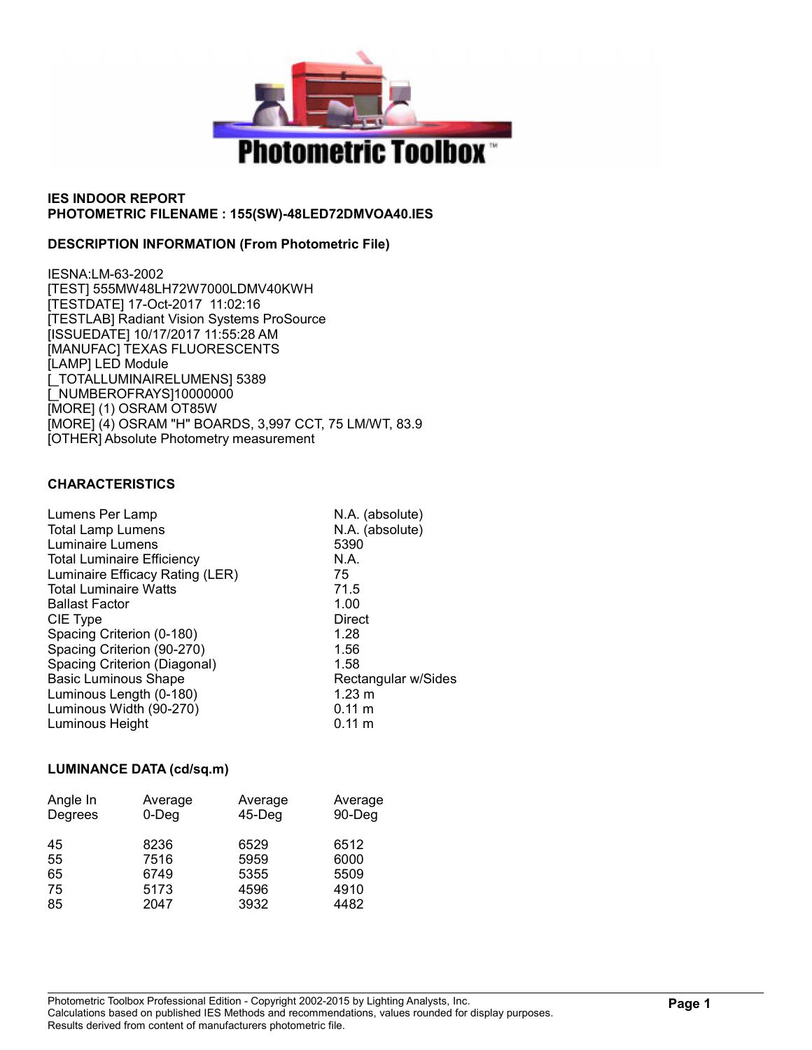**IES INDOOR REPORT**
**PHOTOMETRIC FILENAME : 155(SW)-48LED72DMVOA40.IES**

**DESCRIPTION INFORMATION (From Photometric File)**

IESNA:LM-63-2002
[TEST] 555MW48LH72W7000LDMV40KWH
[TESTDATE] 17-Oct-2017 11:02:16
[TESTLAB] Radiant Vision Systems ProSource
[ISSUEDATE] 10/17/2017 11:55:28 AM
[MANUFAC] TEXAS FLUORESCENTS
[LAMP] LED Module
[_TOTALLUMINAIRELUMENS] 5389
[_NUMBEROFRAYS]10000000
[MORE] (1) OSRAM OT85W
[MORE] (4) OSRAM "H" BOARDS, 3,997 CCT, 75 LM/WT, 83.9
[OTHER] Absolute Photometry measurement

**CHARACTERISTICS**

| | |
|---|---|
| Lumens Per Lamp | N.A. (absolute) |
| Total Lamp Lumens | N.A. (absolute) |
| Luminaire Lumens | 5390 |
| Total Luminaire Efficiency | N.A. |
| Luminaire Efficacy Rating (LER) | 75 |
| Total Luminaire Watts | 71.5 |
| Ballast Factor | 1.00 |
| CIE Type | Direct |
| Spacing Criterion (0-180) | 1.28 |
| Spacing Criterion (90-270) | 1.56 |
| Spacing Criterion (Diagonal) | 1.58 |
| Basic Luminous Shape | Rectangular w/Sides |
| Luminous Length (0-180) | 1.23 m |
| Luminous Width (90-270) | 0.11 m |
| Luminous Height | 0.11 m |

**LUMINANCE DATA (cd/sq.m)**

| Angle In Degrees | Average 0-Deg | Average 45-Deg | Average 90-Deg |
|---|---|---|---|
| 45 | 8236 | 6529 | 6512 |
| 55 | 7516 | 5959 | 6000 |
| 65 | 6749 | 5355 | 5509 |
| 75 | 5173 | 4596 | 4910 |
| 85 | 2047 | 3932 | 4482 |

Photometric Toolbox Professional Edition - Copyright 2002-2015 by Lighting Analysts, Inc.
Calculations based on published IES Methods and recommendations, values rounded for display purposes.
Results derived from content of manufacturers photometric file.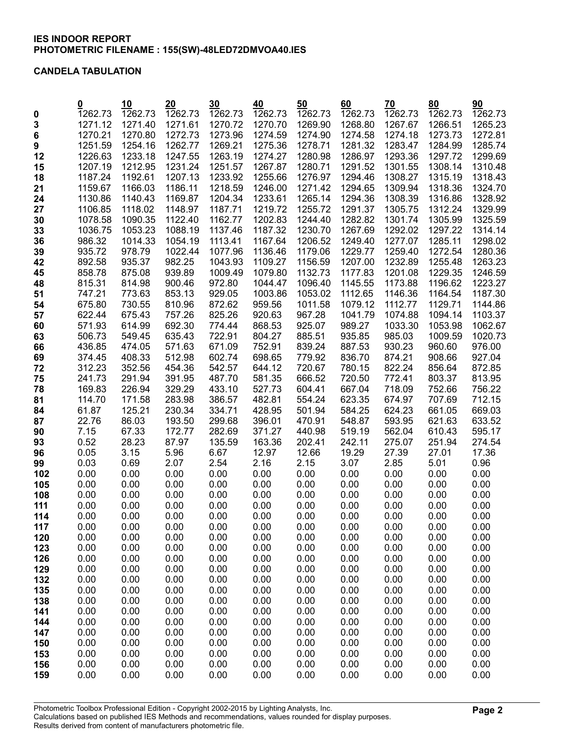**IES INDOOR REPORT**
**PHOTOMETRIC FILENAME : 155(SW)-48LED72DMVOA40.IES**

**CANDELA TABULATION**

| | 0 | 10 | 20 | 30 | 40 | 50 | 60 | 70 | 80 | 90 |
|---|---|---|---|---|---|---|---|---|---|---|
| 0 | 1262.73 | 1262.73 | 1262.73 | 1262.73 | 1262.73 | 1262.73 | 1262.73 | 1262.73 | 1262.73 | 1262.73 |
| 3 | 1271.12 | 1271.40 | 1271.61 | 1270.72 | 1270.70 | 1269.90 | 1268.80 | 1267.67 | 1266.51 | 1265.23 |
| 6 | 1270.21 | 1270.80 | 1272.73 | 1273.96 | 1274.59 | 1274.90 | 1274.58 | 1274.18 | 1273.73 | 1272.81 |
| 9 | 1251.59 | 1254.16 | 1262.77 | 1269.21 | 1275.36 | 1278.71 | 1281.32 | 1283.47 | 1284.99 | 1285.74 |
| 12 | 1226.63 | 1233.18 | 1247.55 | 1263.19 | 1274.27 | 1280.98 | 1286.97 | 1293.36 | 1297.72 | 1299.69 |
| 15 | 1207.19 | 1212.95 | 1231.24 | 1251.57 | 1267.87 | 1280.71 | 1291.52 | 1301.55 | 1308.14 | 1310.48 |
| 18 | 1187.24 | 1192.61 | 1207.13 | 1233.92 | 1255.66 | 1276.97 | 1294.46 | 1308.27 | 1315.19 | 1318.43 |
| 21 | 1159.67 | 1166.03 | 1186.11 | 1218.59 | 1246.00 | 1271.42 | 1294.65 | 1309.94 | 1318.36 | 1324.70 |
| 24 | 1130.86 | 1140.43 | 1169.87 | 1204.34 | 1233.61 | 1265.14 | 1294.36 | 1308.39 | 1316.86 | 1328.92 |
| 27 | 1106.85 | 1118.02 | 1148.97 | 1187.71 | 1219.72 | 1255.72 | 1291.37 | 1305.75 | 1312.24 | 1329.99 |
| 30 | 1078.58 | 1090.35 | 1122.40 | 1162.77 | 1202.83 | 1244.40 | 1282.82 | 1301.74 | 1305.99 | 1325.59 |
| 33 | 1036.75 | 1053.23 | 1088.19 | 1137.46 | 1187.32 | 1230.70 | 1267.69 | 1292.02 | 1297.22 | 1314.14 |
| 36 | 986.32 | 1014.33 | 1054.19 | 1113.41 | 1167.64 | 1206.52 | 1249.40 | 1277.07 | 1285.11 | 1298.02 |
| 39 | 935.72 | 978.79 | 1022.44 | 1077.96 | 1136.46 | 1179.06 | 1229.77 | 1259.40 | 1272.54 | 1280.36 |
| 42 | 892.58 | 935.37 | 982.25 | 1043.93 | 1109.27 | 1156.59 | 1207.00 | 1232.89 | 1255.48 | 1263.23 |
| 45 | 858.78 | 875.08 | 939.89 | 1009.49 | 1079.80 | 1132.73 | 1177.83 | 1201.08 | 1229.35 | 1246.59 |
| 48 | 815.31 | 814.98 | 900.46 | 972.80 | 1044.47 | 1096.40 | 1145.55 | 1173.88 | 1196.62 | 1223.27 |
| 51 | 747.21 | 773.63 | 853.13 | 929.05 | 1003.86 | 1053.02 | 1112.65 | 1146.36 | 1164.54 | 1187.30 |
| 54 | 675.80 | 730.55 | 810.96 | 872.62 | 959.56 | 1011.58 | 1079.12 | 1112.77 | 1129.71 | 1144.86 |
| 57 | 622.44 | 675.43 | 757.26 | 825.26 | 920.63 | 967.28 | 1041.79 | 1074.88 | 1094.14 | 1103.37 |
| 60 | 571.93 | 614.99 | 692.30 | 774.44 | 868.53 | 925.07 | 989.27 | 1033.30 | 1053.98 | 1062.67 |
| 63 | 506.73 | 549.45 | 635.43 | 722.91 | 804.27 | 885.51 | 935.85 | 985.03 | 1009.59 | 1020.73 |
| 66 | 436.85 | 474.05 | 571.63 | 671.09 | 752.91 | 839.24 | 887.53 | 930.23 | 960.60 | 976.00 |
| 69 | 374.45 | 408.33 | 512.98 | 602.74 | 698.65 | 779.92 | 836.70 | 874.21 | 908.66 | 927.04 |
| 72 | 312.23 | 352.56 | 454.36 | 542.57 | 644.12 | 720.67 | 780.15 | 822.24 | 856.64 | 872.85 |
| 75 | 241.73 | 291.94 | 391.95 | 487.70 | 581.35 | 666.52 | 720.50 | 772.41 | 803.37 | 813.95 |
| 78 | 169.83 | 226.94 | 329.29 | 433.10 | 527.73 | 604.41 | 667.04 | 718.09 | 752.66 | 756.22 |
| 81 | 114.70 | 171.58 | 283.98 | 386.57 | 482.81 | 554.24 | 623.35 | 674.97 | 707.69 | 712.15 |
| 84 | 61.87 | 125.21 | 230.34 | 334.71 | 428.95 | 501.94 | 584.25 | 624.23 | 661.05 | 669.03 |
| 87 | 22.76 | 86.03 | 193.50 | 299.68 | 396.01 | 470.91 | 548.87 | 593.95 | 621.63 | 633.52 |
| 90 | 7.15 | 67.33 | 172.77 | 282.69 | 371.27 | 440.98 | 519.19 | 562.04 | 610.43 | 595.17 |
| 93 | 0.52 | 28.23 | 87.97 | 135.59 | 163.36 | 202.41 | 242.11 | 275.07 | 251.94 | 274.54 |
| 96 | 0.05 | 3.15 | 5.96 | 6.67 | 12.97 | 12.66 | 19.29 | 27.39 | 27.01 | 17.36 |
| 99 | 0.03 | 0.69 | 2.07 | 2.54 | 2.16 | 2.15 | 3.07 | 2.85 | 5.01 | 0.96 |
| 102 | 0.00 | 0.00 | 0.00 | 0.00 | 0.00 | 0.00 | 0.00 | 0.00 | 0.00 | 0.00 |
| 105 | 0.00 | 0.00 | 0.00 | 0.00 | 0.00 | 0.00 | 0.00 | 0.00 | 0.00 | 0.00 |
| 108 | 0.00 | 0.00 | 0.00 | 0.00 | 0.00 | 0.00 | 0.00 | 0.00 | 0.00 | 0.00 |
| 111 | 0.00 | 0.00 | 0.00 | 0.00 | 0.00 | 0.00 | 0.00 | 0.00 | 0.00 | 0.00 |
| 114 | 0.00 | 0.00 | 0.00 | 0.00 | 0.00 | 0.00 | 0.00 | 0.00 | 0.00 | 0.00 |
| 117 | 0.00 | 0.00 | 0.00 | 0.00 | 0.00 | 0.00 | 0.00 | 0.00 | 0.00 | 0.00 |
| 120 | 0.00 | 0.00 | 0.00 | 0.00 | 0.00 | 0.00 | 0.00 | 0.00 | 0.00 | 0.00 |
| 123 | 0.00 | 0.00 | 0.00 | 0.00 | 0.00 | 0.00 | 0.00 | 0.00 | 0.00 | 0.00 |
| 126 | 0.00 | 0.00 | 0.00 | 0.00 | 0.00 | 0.00 | 0.00 | 0.00 | 0.00 | 0.00 |
| 129 | 0.00 | 0.00 | 0.00 | 0.00 | 0.00 | 0.00 | 0.00 | 0.00 | 0.00 | 0.00 |
| 132 | 0.00 | 0.00 | 0.00 | 0.00 | 0.00 | 0.00 | 0.00 | 0.00 | 0.00 | 0.00 |
| 135 | 0.00 | 0.00 | 0.00 | 0.00 | 0.00 | 0.00 | 0.00 | 0.00 | 0.00 | 0.00 |
| 138 | 0.00 | 0.00 | 0.00 | 0.00 | 0.00 | 0.00 | 0.00 | 0.00 | 0.00 | 0.00 |
| 141 | 0.00 | 0.00 | 0.00 | 0.00 | 0.00 | 0.00 | 0.00 | 0.00 | 0.00 | 0.00 |
| 144 | 0.00 | 0.00 | 0.00 | 0.00 | 0.00 | 0.00 | 0.00 | 0.00 | 0.00 | 0.00 |
| 147 | 0.00 | 0.00 | 0.00 | 0.00 | 0.00 | 0.00 | 0.00 | 0.00 | 0.00 | 0.00 |
| 150 | 0.00 | 0.00 | 0.00 | 0.00 | 0.00 | 0.00 | 0.00 | 0.00 | 0.00 | 0.00 |
| 153 | 0.00 | 0.00 | 0.00 | 0.00 | 0.00 | 0.00 | 0.00 | 0.00 | 0.00 | 0.00 |
| 156 | 0.00 | 0.00 | 0.00 | 0.00 | 0.00 | 0.00 | 0.00 | 0.00 | 0.00 | 0.00 |
| 159 | 0.00 | 0.00 | 0.00 | 0.00 | 0.00 | 0.00 | 0.00 | 0.00 | 0.00 | 0.00 |

Photometric Toolbox Professional Edition - Copyright 2002-2015 by Lighting Analysts, Inc.
Calculations based on published IES Methods and recommendations, values rounded for display purposes.
Results derived from content of manufacturers photometric file.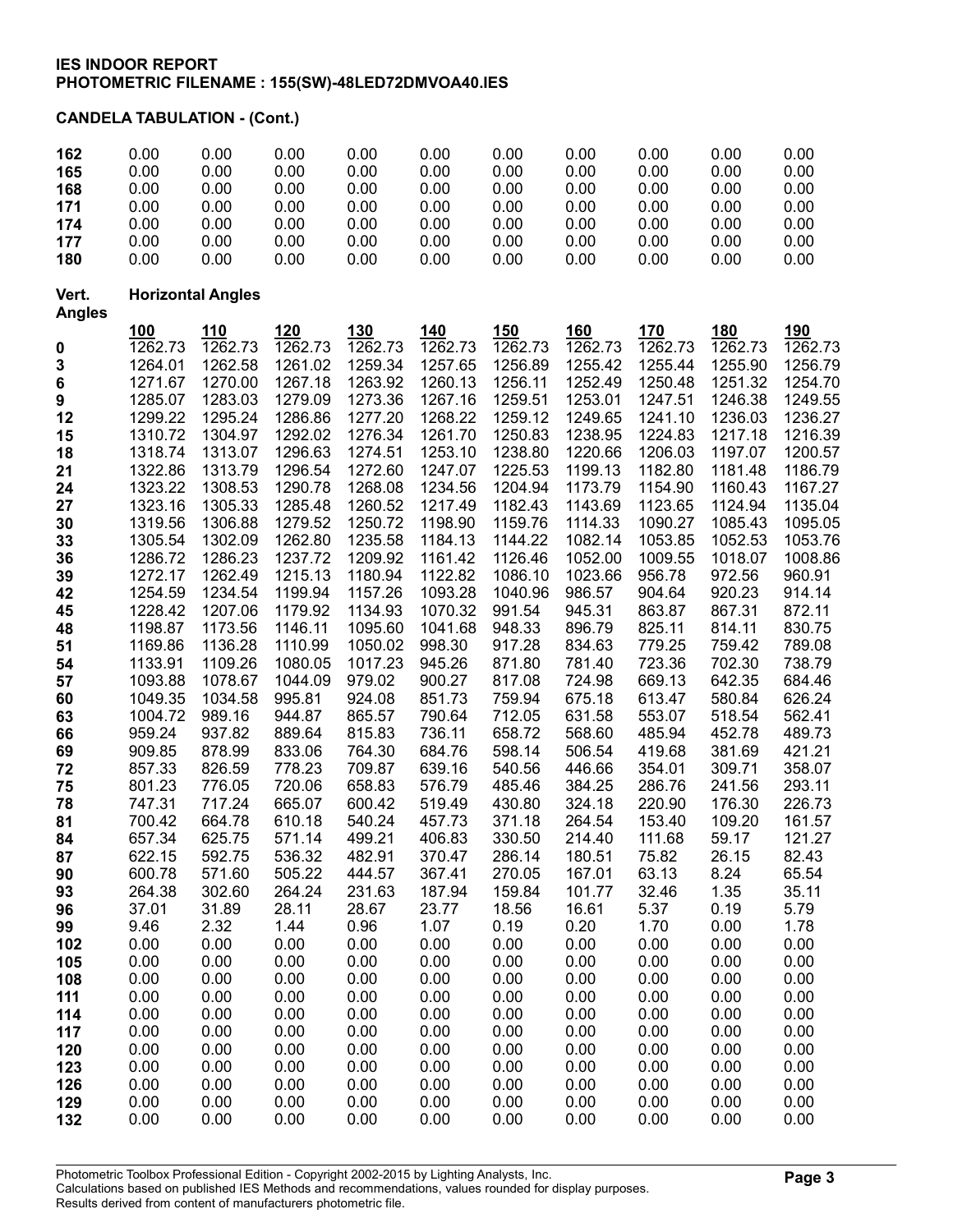**IES INDOOR REPORT**
**PHOTOMETRIC FILENAME : 155(SW)-48LED72DMVOA40.IES**

**CANDELA TABULATION - (Cont.)**

| | | | | | | | | | | |
|---|---|---|---|---|---|---|---|---|---|---|
| **162** | 0.00 | 0.00 | 0.00 | 0.00 | 0.00 | 0.00 | 0.00 | 0.00 | 0.00 | 0.00 |
| **165** | 0.00 | 0.00 | 0.00 | 0.00 | 0.00 | 0.00 | 0.00 | 0.00 | 0.00 | 0.00 |
| **168** | 0.00 | 0.00 | 0.00 | 0.00 | 0.00 | 0.00 | 0.00 | 0.00 | 0.00 | 0.00 |
| **171** | 0.00 | 0.00 | 0.00 | 0.00 | 0.00 | 0.00 | 0.00 | 0.00 | 0.00 | 0.00 |
| **174** | 0.00 | 0.00 | 0.00 | 0.00 | 0.00 | 0.00 | 0.00 | 0.00 | 0.00 | 0.00 |
| **177** | 0.00 | 0.00 | 0.00 | 0.00 | 0.00 | 0.00 | 0.00 | 0.00 | 0.00 | 0.00 |
| **180** | 0.00 | 0.00 | 0.00 | 0.00 | 0.00 | 0.00 | 0.00 | 0.00 | 0.00 | 0.00 |

| Vert. Angles | Horizontal Angles | | | | | | | | | |
|---|---|---|---|---|---|---|---|---|---|---|
| | **100** | **110** | **120** | **130** | **140** | **150** | **160** | **170** | **180** | **190** |
| **0** | 1262.73 | 1262.73 | 1262.73 | 1262.73 | 1262.73 | 1262.73 | 1262.73 | 1262.73 | 1262.73 | 1262.73 |
| **3** | 1264.01 | 1262.58 | 1261.02 | 1259.34 | 1257.65 | 1256.89 | 1255.42 | 1255.44 | 1255.90 | 1256.79 |
| **6** | 1271.67 | 1270.00 | 1267.18 | 1263.92 | 1260.13 | 1256.11 | 1252.49 | 1250.48 | 1251.32 | 1254.70 |
| **9** | 1285.07 | 1283.03 | 1279.09 | 1273.36 | 1267.16 | 1259.51 | 1253.01 | 1247.51 | 1246.38 | 1249.55 |
| **12** | 1299.22 | 1295.24 | 1286.86 | 1277.20 | 1268.22 | 1259.12 | 1249.65 | 1241.10 | 1236.03 | 1236.27 |
| **15** | 1310.72 | 1304.97 | 1292.02 | 1276.34 | 1261.70 | 1250.83 | 1238.95 | 1224.83 | 1217.18 | 1216.39 |
| **18** | 1318.74 | 1313.07 | 1296.63 | 1274.51 | 1253.10 | 1238.80 | 1220.66 | 1206.03 | 1197.07 | 1200.57 |
| **21** | 1322.86 | 1313.79 | 1296.54 | 1272.60 | 1247.07 | 1225.53 | 1199.13 | 1182.80 | 1181.48 | 1186.79 |
| **24** | 1323.22 | 1308.53 | 1290.78 | 1268.08 | 1234.56 | 1204.94 | 1173.79 | 1154.90 | 1160.43 | 1167.27 |
| **27** | 1323.16 | 1305.33 | 1285.48 | 1260.52 | 1217.49 | 1182.43 | 1143.69 | 1123.65 | 1124.94 | 1135.04 |
| **30** | 1319.56 | 1306.88 | 1279.52 | 1250.72 | 1198.90 | 1159.76 | 1114.33 | 1090.27 | 1085.43 | 1095.05 |
| **33** | 1305.54 | 1302.09 | 1262.80 | 1235.58 | 1184.13 | 1144.22 | 1082.14 | 1053.85 | 1052.53 | 1053.76 |
| **36** | 1286.72 | 1286.23 | 1237.72 | 1209.92 | 1161.42 | 1126.46 | 1052.00 | 1009.55 | 1018.07 | 1008.86 |
| **39** | 1272.17 | 1262.49 | 1215.13 | 1180.94 | 1122.82 | 1086.10 | 1023.66 | 956.78 | 972.56 | 960.91 |
| **42** | 1254.59 | 1234.54 | 1199.94 | 1157.26 | 1093.28 | 1040.96 | 986.57 | 904.64 | 920.23 | 914.14 |
| **45** | 1228.42 | 1207.06 | 1179.92 | 1134.93 | 1070.32 | 991.54 | 945.31 | 863.87 | 867.31 | 872.11 |
| **48** | 1198.87 | 1173.56 | 1146.11 | 1095.60 | 1041.68 | 948.33 | 896.79 | 825.11 | 814.11 | 830.75 |
| **51** | 1169.86 | 1136.28 | 1110.99 | 1050.02 | 998.30 | 917.28 | 834.63 | 779.25 | 759.42 | 789.08 |
| **54** | 1133.91 | 1109.26 | 1080.05 | 1017.23 | 945.26 | 871.80 | 781.40 | 723.36 | 702.30 | 738.79 |
| **57** | 1093.88 | 1078.67 | 1044.09 | 979.02 | 900.27 | 817.08 | 724.98 | 669.13 | 642.35 | 684.46 |
| **60** | 1049.35 | 1034.58 | 995.81 | 924.08 | 851.73 | 759.94 | 675.18 | 613.47 | 580.84 | 626.24 |
| **63** | 1004.72 | 989.16 | 944.87 | 865.57 | 790.64 | 712.05 | 631.58 | 553.07 | 518.54 | 562.41 |
| **66** | 959.24 | 937.82 | 889.64 | 815.83 | 736.11 | 658.72 | 568.60 | 485.94 | 452.78 | 489.73 |
| **69** | 909.85 | 878.99 | 833.06 | 764.30 | 684.76 | 598.14 | 506.54 | 419.68 | 381.69 | 421.21 |
| **72** | 857.33 | 826.59 | 778.23 | 709.87 | 639.16 | 540.56 | 446.66 | 354.01 | 309.71 | 358.07 |
| **75** | 801.23 | 776.05 | 720.06 | 658.83 | 576.79 | 485.46 | 384.25 | 286.76 | 241.56 | 293.11 |
| **78** | 747.31 | 717.24 | 665.07 | 600.42 | 519.49 | 430.80 | 324.18 | 220.90 | 176.30 | 226.73 |
| **81** | 700.42 | 664.78 | 610.18 | 540.24 | 457.73 | 371.18 | 264.54 | 153.40 | 109.20 | 161.57 |
| **84** | 657.34 | 625.75 | 571.14 | 499.21 | 406.83 | 330.50 | 214.40 | 111.68 | 59.17 | 121.27 |
| **87** | 622.15 | 592.75 | 536.32 | 482.91 | 370.47 | 286.14 | 180.51 | 75.82 | 26.15 | 82.43 |
| **90** | 600.78 | 571.60 | 505.22 | 444.57 | 367.41 | 270.05 | 167.01 | 63.13 | 8.24 | 65.54 |
| **93** | 264.38 | 302.60 | 264.24 | 231.63 | 187.94 | 159.84 | 101.77 | 32.46 | 1.35 | 35.11 |
| **96** | 37.01 | 31.89 | 28.11 | 28.67 | 23.77 | 18.56 | 16.61 | 5.37 | 0.19 | 5.79 |
| **99** | 9.46 | 2.32 | 1.44 | 0.96 | 1.07 | 0.19 | 0.20 | 1.70 | 0.00 | 1.78 |
| **102** | 0.00 | 0.00 | 0.00 | 0.00 | 0.00 | 0.00 | 0.00 | 0.00 | 0.00 | 0.00 |
| **105** | 0.00 | 0.00 | 0.00 | 0.00 | 0.00 | 0.00 | 0.00 | 0.00 | 0.00 | 0.00 |
| **108** | 0.00 | 0.00 | 0.00 | 0.00 | 0.00 | 0.00 | 0.00 | 0.00 | 0.00 | 0.00 |
| **111** | 0.00 | 0.00 | 0.00 | 0.00 | 0.00 | 0.00 | 0.00 | 0.00 | 0.00 | 0.00 |
| **114** | 0.00 | 0.00 | 0.00 | 0.00 | 0.00 | 0.00 | 0.00 | 0.00 | 0.00 | 0.00 |
| **117** | 0.00 | 0.00 | 0.00 | 0.00 | 0.00 | 0.00 | 0.00 | 0.00 | 0.00 | 0.00 |
| **120** | 0.00 | 0.00 | 0.00 | 0.00 | 0.00 | 0.00 | 0.00 | 0.00 | 0.00 | 0.00 |
| **123** | 0.00 | 0.00 | 0.00 | 0.00 | 0.00 | 0.00 | 0.00 | 0.00 | 0.00 | 0.00 |
| **126** | 0.00 | 0.00 | 0.00 | 0.00 | 0.00 | 0.00 | 0.00 | 0.00 | 0.00 | 0.00 |
| **129** | 0.00 | 0.00 | 0.00 | 0.00 | 0.00 | 0.00 | 0.00 | 0.00 | 0.00 | 0.00 |
| **132** | 0.00 | 0.00 | 0.00 | 0.00 | 0.00 | 0.00 | 0.00 | 0.00 | 0.00 | 0.00 |

Photometric Toolbox Professional Edition - Copyright 2002-2015 by Lighting Analysts, Inc.
Calculations based on published IES Methods and recommendations, values rounded for display purposes.
Results derived from content of manufacturers photometric file.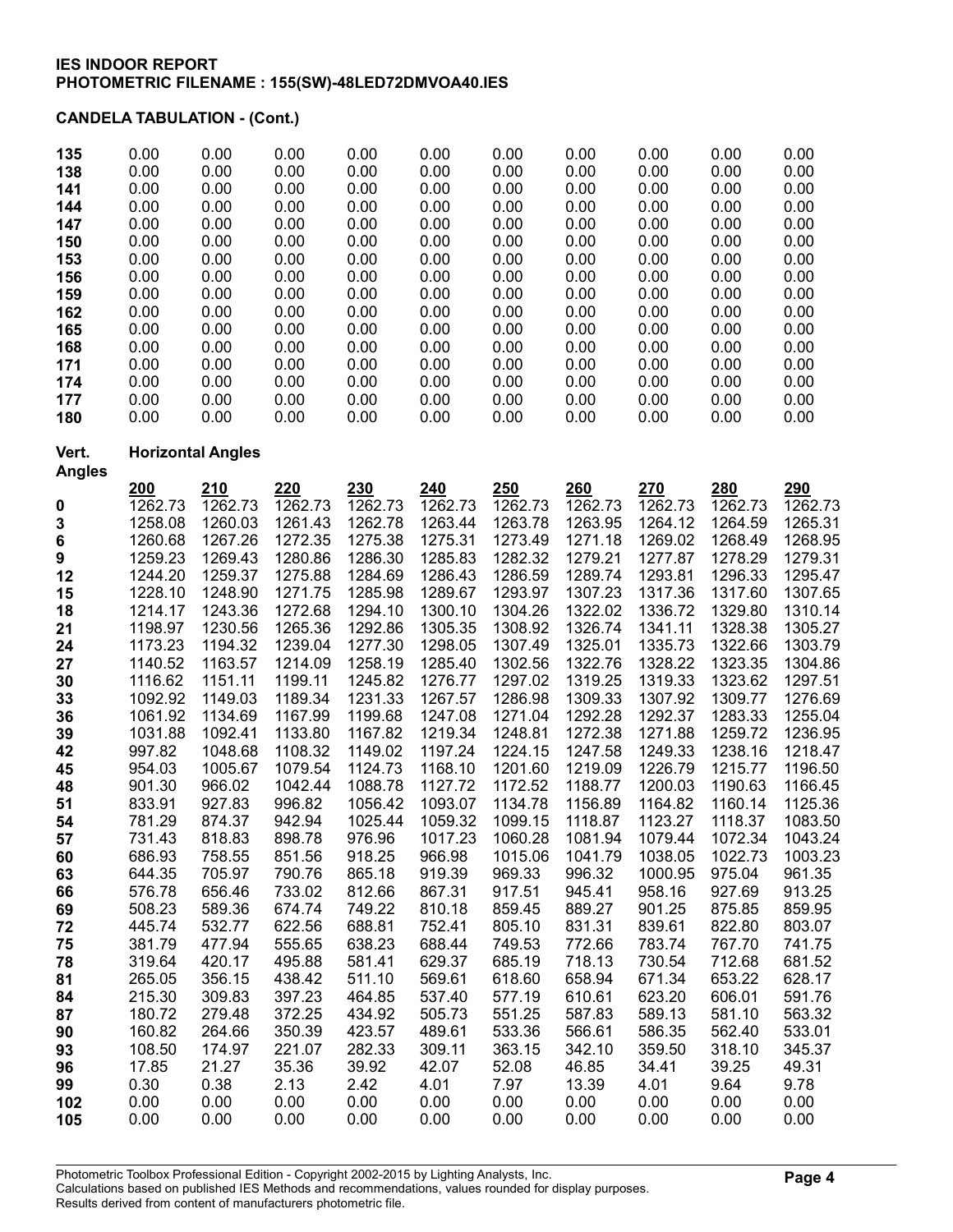**IES INDOOR REPORT**
**PHOTOMETRIC FILENAME : 155(SW)-48LED72DMVOA40.IES**

**CANDELA TABULATION - (Cont.)**

| | | | | | | | | | | |
|---|---|---|---|---|---|---|---|---|---|---|
| **135** | 0.00 | 0.00 | 0.00 | 0.00 | 0.00 | 0.00 | 0.00 | 0.00 | 0.00 | 0.00 |
| **138** | 0.00 | 0.00 | 0.00 | 0.00 | 0.00 | 0.00 | 0.00 | 0.00 | 0.00 | 0.00 |
| **141** | 0.00 | 0.00 | 0.00 | 0.00 | 0.00 | 0.00 | 0.00 | 0.00 | 0.00 | 0.00 |
| **144** | 0.00 | 0.00 | 0.00 | 0.00 | 0.00 | 0.00 | 0.00 | 0.00 | 0.00 | 0.00 |
| **147** | 0.00 | 0.00 | 0.00 | 0.00 | 0.00 | 0.00 | 0.00 | 0.00 | 0.00 | 0.00 |
| **150** | 0.00 | 0.00 | 0.00 | 0.00 | 0.00 | 0.00 | 0.00 | 0.00 | 0.00 | 0.00 |
| **153** | 0.00 | 0.00 | 0.00 | 0.00 | 0.00 | 0.00 | 0.00 | 0.00 | 0.00 | 0.00 |
| **156** | 0.00 | 0.00 | 0.00 | 0.00 | 0.00 | 0.00 | 0.00 | 0.00 | 0.00 | 0.00 |
| **159** | 0.00 | 0.00 | 0.00 | 0.00 | 0.00 | 0.00 | 0.00 | 0.00 | 0.00 | 0.00 |
| **162** | 0.00 | 0.00 | 0.00 | 0.00 | 0.00 | 0.00 | 0.00 | 0.00 | 0.00 | 0.00 |
| **165** | 0.00 | 0.00 | 0.00 | 0.00 | 0.00 | 0.00 | 0.00 | 0.00 | 0.00 | 0.00 |
| **168** | 0.00 | 0.00 | 0.00 | 0.00 | 0.00 | 0.00 | 0.00 | 0.00 | 0.00 | 0.00 |
| **171** | 0.00 | 0.00 | 0.00 | 0.00 | 0.00 | 0.00 | 0.00 | 0.00 | 0.00 | 0.00 |
| **174** | 0.00 | 0.00 | 0.00 | 0.00 | 0.00 | 0.00 | 0.00 | 0.00 | 0.00 | 0.00 |
| **177** | 0.00 | 0.00 | 0.00 | 0.00 | 0.00 | 0.00 | 0.00 | 0.00 | 0.00 | 0.00 |
| **180** | 0.00 | 0.00 | 0.00 | 0.00 | 0.00 | 0.00 | 0.00 | 0.00 | 0.00 | 0.00 |

| **Vert. Angles** | **Horizontal Angles** | | | | | | | | | |
|---|---|---|---|---|---|---|---|---|---|---|
| | **200** | **210** | **220** | **230** | **240** | **250** | **260** | **270** | **280** | **290** |
| **0** | 1262.73 | 1262.73 | 1262.73 | 1262.73 | 1262.73 | 1262.73 | 1262.73 | 1262.73 | 1262.73 | 1262.73 |
| **3** | 1258.08 | 1260.03 | 1261.43 | 1262.78 | 1263.44 | 1263.78 | 1263.95 | 1264.12 | 1264.59 | 1265.31 |
| **6** | 1260.68 | 1267.26 | 1272.35 | 1275.38 | 1275.31 | 1273.49 | 1271.18 | 1269.02 | 1268.49 | 1268.95 |
| **9** | 1259.23 | 1269.43 | 1280.86 | 1286.30 | 1285.83 | 1282.32 | 1279.21 | 1277.87 | 1278.29 | 1279.31 |
| **12** | 1244.20 | 1259.37 | 1275.88 | 1284.69 | 1286.43 | 1286.59 | 1289.74 | 1293.81 | 1296.33 | 1295.47 |
| **15** | 1228.10 | 1248.90 | 1271.75 | 1285.98 | 1289.67 | 1293.97 | 1307.23 | 1317.36 | 1317.60 | 1307.65 |
| **18** | 1214.17 | 1243.36 | 1272.68 | 1294.10 | 1300.10 | 1304.26 | 1322.02 | 1336.72 | 1329.80 | 1310.14 |
| **21** | 1198.97 | 1230.56 | 1265.36 | 1292.86 | 1305.35 | 1308.92 | 1326.74 | 1341.11 | 1328.38 | 1305.27 |
| **24** | 1173.23 | 1194.32 | 1239.04 | 1277.30 | 1298.05 | 1307.49 | 1325.01 | 1335.73 | 1322.66 | 1303.79 |
| **27** | 1140.52 | 1163.57 | 1214.09 | 1258.19 | 1285.40 | 1302.56 | 1322.76 | 1328.22 | 1323.35 | 1304.86 |
| **30** | 1116.62 | 1151.11 | 1199.11 | 1245.82 | 1276.77 | 1297.02 | 1319.25 | 1319.33 | 1323.62 | 1297.51 |
| **33** | 1092.92 | 1149.03 | 1189.34 | 1231.33 | 1267.57 | 1286.98 | 1309.33 | 1307.92 | 1309.77 | 1276.69 |
| **36** | 1061.92 | 1134.69 | 1167.99 | 1199.68 | 1247.08 | 1271.04 | 1292.28 | 1292.37 | 1283.33 | 1255.04 |
| **39** | 1031.88 | 1092.41 | 1133.80 | 1167.82 | 1219.34 | 1248.81 | 1272.38 | 1271.88 | 1259.72 | 1236.95 |
| **42** | 997.82 | 1048.68 | 1108.32 | 1149.02 | 1197.24 | 1224.15 | 1247.58 | 1249.33 | 1238.16 | 1218.47 |
| **45** | 954.03 | 1005.67 | 1079.54 | 1124.73 | 1168.10 | 1201.60 | 1219.09 | 1226.79 | 1215.77 | 1196.50 |
| **48** | 901.30 | 966.02 | 1042.44 | 1088.78 | 1127.72 | 1172.52 | 1188.77 | 1200.03 | 1190.63 | 1166.45 |
| **51** | 833.91 | 927.83 | 996.82 | 1056.42 | 1093.07 | 1134.78 | 1156.89 | 1164.82 | 1160.14 | 1125.36 |
| **54** | 781.29 | 874.37 | 942.94 | 1025.44 | 1059.32 | 1099.15 | 1118.87 | 1123.27 | 1118.37 | 1083.50 |
| **57** | 731.43 | 818.83 | 898.78 | 976.96 | 1017.23 | 1060.28 | 1081.94 | 1079.44 | 1072.34 | 1043.24 |
| **60** | 686.93 | 758.55 | 851.56 | 918.25 | 966.98 | 1015.06 | 1041.79 | 1038.05 | 1022.73 | 1003.23 |
| **63** | 644.35 | 705.97 | 790.76 | 865.18 | 919.39 | 969.33 | 996.32 | 1000.95 | 975.04 | 961.35 |
| **66** | 576.78 | 656.46 | 733.02 | 812.66 | 867.31 | 917.51 | 945.41 | 958.16 | 927.69 | 913.25 |
| **69** | 508.23 | 589.36 | 674.74 | 749.22 | 810.18 | 859.45 | 889.27 | 901.25 | 875.85 | 859.95 |
| **72** | 445.74 | 532.77 | 622.56 | 688.81 | 752.41 | 805.10 | 831.31 | 839.61 | 822.80 | 803.07 |
| **75** | 381.79 | 477.94 | 555.65 | 638.23 | 688.44 | 749.53 | 772.66 | 783.74 | 767.70 | 741.75 |
| **78** | 319.64 | 420.17 | 495.88 | 581.41 | 629.37 | 685.19 | 718.13 | 730.54 | 712.68 | 681.52 |
| **81** | 265.05 | 356.15 | 438.42 | 511.10 | 569.61 | 618.60 | 658.94 | 671.34 | 653.22 | 628.17 |
| **84** | 215.30 | 309.83 | 397.23 | 464.85 | 537.40 | 577.19 | 610.61 | 623.20 | 606.01 | 591.76 |
| **87** | 180.72 | 279.48 | 372.25 | 434.92 | 505.73 | 551.25 | 587.83 | 589.13 | 581.10 | 563.32 |
| **90** | 160.82 | 264.66 | 350.39 | 423.57 | 489.61 | 533.36 | 566.61 | 586.35 | 562.40 | 533.01 |
| **93** | 108.50 | 174.97 | 221.07 | 282.33 | 309.11 | 363.15 | 342.10 | 359.50 | 318.10 | 345.37 |
| **96** | 17.85 | 21.27 | 35.36 | 39.92 | 42.07 | 52.08 | 46.85 | 34.41 | 39.25 | 49.31 |
| **99** | 0.30 | 0.38 | 2.13 | 2.42 | 4.01 | 7.97 | 13.39 | 4.01 | 9.64 | 9.78 |
| **102** | 0.00 | 0.00 | 0.00 | 0.00 | 0.00 | 0.00 | 0.00 | 0.00 | 0.00 | 0.00 |
| **105** | 0.00 | 0.00 | 0.00 | 0.00 | 0.00 | 0.00 | 0.00 | 0.00 | 0.00 | 0.00 |

Photometric Toolbox Professional Edition - Copyright 2002-2015 by Lighting Analysts, Inc.
Calculations based on published IES Methods and recommendations, values rounded for display purposes.
Results derived from content of manufacturers photometric file.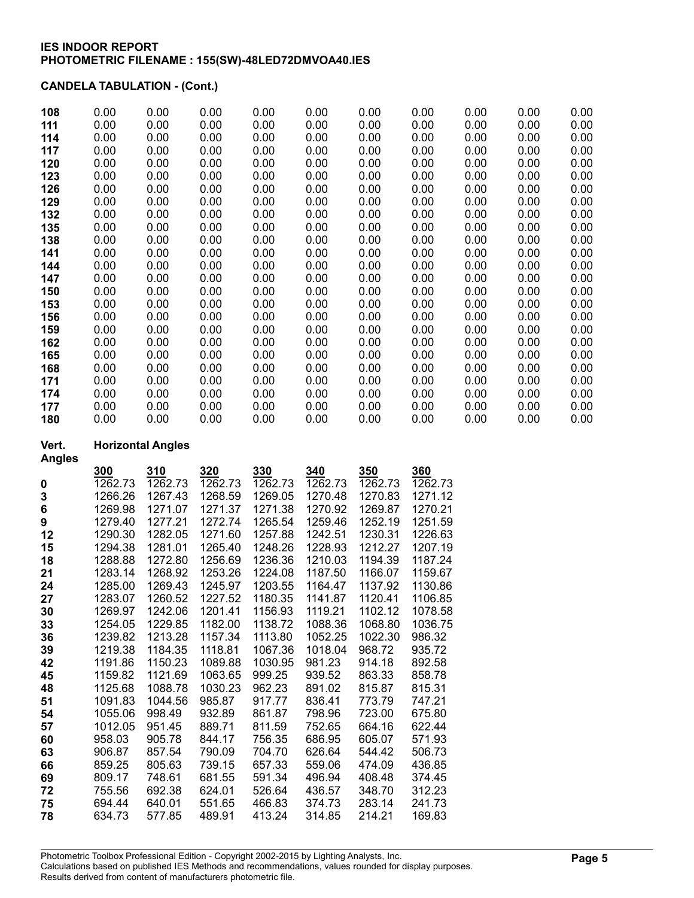**IES INDOOR REPORT**
**PHOTOMETRIC FILENAME : 155(SW)-48LED72DMVOA40.IES**

**CANDELA TABULATION - (Cont.)**

| | | | | | | | | | | |
|---|---|---|---|---|---|---|---|---|---|---|
| **108** | 0.00 | 0.00 | 0.00 | 0.00 | 0.00 | 0.00 | 0.00 | 0.00 | 0.00 | 0.00 |
| **111** | 0.00 | 0.00 | 0.00 | 0.00 | 0.00 | 0.00 | 0.00 | 0.00 | 0.00 | 0.00 |
| **114** | 0.00 | 0.00 | 0.00 | 0.00 | 0.00 | 0.00 | 0.00 | 0.00 | 0.00 | 0.00 |
| **117** | 0.00 | 0.00 | 0.00 | 0.00 | 0.00 | 0.00 | 0.00 | 0.00 | 0.00 | 0.00 |
| **120** | 0.00 | 0.00 | 0.00 | 0.00 | 0.00 | 0.00 | 0.00 | 0.00 | 0.00 | 0.00 |
| **123** | 0.00 | 0.00 | 0.00 | 0.00 | 0.00 | 0.00 | 0.00 | 0.00 | 0.00 | 0.00 |
| **126** | 0.00 | 0.00 | 0.00 | 0.00 | 0.00 | 0.00 | 0.00 | 0.00 | 0.00 | 0.00 |
| **129** | 0.00 | 0.00 | 0.00 | 0.00 | 0.00 | 0.00 | 0.00 | 0.00 | 0.00 | 0.00 |
| **132** | 0.00 | 0.00 | 0.00 | 0.00 | 0.00 | 0.00 | 0.00 | 0.00 | 0.00 | 0.00 |
| **135** | 0.00 | 0.00 | 0.00 | 0.00 | 0.00 | 0.00 | 0.00 | 0.00 | 0.00 | 0.00 |
| **138** | 0.00 | 0.00 | 0.00 | 0.00 | 0.00 | 0.00 | 0.00 | 0.00 | 0.00 | 0.00 |
| **141** | 0.00 | 0.00 | 0.00 | 0.00 | 0.00 | 0.00 | 0.00 | 0.00 | 0.00 | 0.00 |
| **144** | 0.00 | 0.00 | 0.00 | 0.00 | 0.00 | 0.00 | 0.00 | 0.00 | 0.00 | 0.00 |
| **147** | 0.00 | 0.00 | 0.00 | 0.00 | 0.00 | 0.00 | 0.00 | 0.00 | 0.00 | 0.00 |
| **150** | 0.00 | 0.00 | 0.00 | 0.00 | 0.00 | 0.00 | 0.00 | 0.00 | 0.00 | 0.00 |
| **153** | 0.00 | 0.00 | 0.00 | 0.00 | 0.00 | 0.00 | 0.00 | 0.00 | 0.00 | 0.00 |
| **156** | 0.00 | 0.00 | 0.00 | 0.00 | 0.00 | 0.00 | 0.00 | 0.00 | 0.00 | 0.00 |
| **159** | 0.00 | 0.00 | 0.00 | 0.00 | 0.00 | 0.00 | 0.00 | 0.00 | 0.00 | 0.00 |
| **162** | 0.00 | 0.00 | 0.00 | 0.00 | 0.00 | 0.00 | 0.00 | 0.00 | 0.00 | 0.00 |
| **165** | 0.00 | 0.00 | 0.00 | 0.00 | 0.00 | 0.00 | 0.00 | 0.00 | 0.00 | 0.00 |
| **168** | 0.00 | 0.00 | 0.00 | 0.00 | 0.00 | 0.00 | 0.00 | 0.00 | 0.00 | 0.00 |
| **171** | 0.00 | 0.00 | 0.00 | 0.00 | 0.00 | 0.00 | 0.00 | 0.00 | 0.00 | 0.00 |
| **174** | 0.00 | 0.00 | 0.00 | 0.00 | 0.00 | 0.00 | 0.00 | 0.00 | 0.00 | 0.00 |
| **177** | 0.00 | 0.00 | 0.00 | 0.00 | 0.00 | 0.00 | 0.00 | 0.00 | 0.00 | 0.00 |
| **180** | 0.00 | 0.00 | 0.00 | 0.00 | 0.00 | 0.00 | 0.00 | 0.00 | 0.00 | 0.00 |

| **Vert. Angles** | **Horizontal Angles** | | | | | | |
|---|---|---|---|---|---|---|---|
| | **300** | **310** | **320** | **330** | **340** | **350** | **360** |
| **0** | 1262.73 | 1262.73 | 1262.73 | 1262.73 | 1262.73 | 1262.73 | 1262.73 |
| **3** | 1266.26 | 1267.43 | 1268.59 | 1269.05 | 1270.48 | 1270.83 | 1271.12 |
| **6** | 1269.98 | 1271.07 | 1271.37 | 1271.38 | 1270.92 | 1269.87 | 1270.21 |
| **9** | 1279.40 | 1277.21 | 1272.74 | 1265.54 | 1259.46 | 1252.19 | 1251.59 |
| **12** | 1290.30 | 1282.05 | 1271.60 | 1257.88 | 1242.51 | 1230.31 | 1226.63 |
| **15** | 1294.38 | 1281.01 | 1265.40 | 1248.26 | 1228.93 | 1212.27 | 1207.19 |
| **18** | 1288.88 | 1272.80 | 1256.69 | 1236.36 | 1210.03 | 1194.39 | 1187.24 |
| **21** | 1283.14 | 1268.92 | 1253.26 | 1224.08 | 1187.50 | 1166.07 | 1159.67 |
| **24** | 1285.00 | 1269.43 | 1245.97 | 1203.55 | 1164.47 | 1137.92 | 1130.86 |
| **27** | 1283.07 | 1260.52 | 1227.52 | 1180.35 | 1141.87 | 1120.41 | 1106.85 |
| **30** | 1269.97 | 1242.06 | 1201.41 | 1156.93 | 1119.21 | 1102.12 | 1078.58 |
| **33** | 1254.05 | 1229.85 | 1182.00 | 1138.72 | 1088.36 | 1068.80 | 1036.75 |
| **36** | 1239.82 | 1213.28 | 1157.34 | 1113.80 | 1052.25 | 1022.30 | 986.32 |
| **39** | 1219.38 | 1184.35 | 1118.81 | 1067.36 | 1018.04 | 968.72 | 935.72 |
| **42** | 1191.86 | 1150.23 | 1089.88 | 1030.95 | 981.23 | 914.18 | 892.58 |
| **45** | 1159.82 | 1121.69 | 1063.65 | 999.25 | 939.52 | 863.33 | 858.78 |
| **48** | 1125.68 | 1088.78 | 1030.23 | 962.23 | 891.02 | 815.87 | 815.31 |
| **51** | 1091.83 | 1044.56 | 985.87 | 917.77 | 836.41 | 773.79 | 747.21 |
| **54** | 1055.06 | 998.49 | 932.89 | 861.87 | 798.96 | 723.00 | 675.80 |
| **57** | 1012.05 | 951.45 | 889.71 | 811.59 | 752.65 | 664.16 | 622.44 |
| **60** | 958.03 | 905.78 | 844.17 | 756.35 | 686.95 | 605.07 | 571.93 |
| **63** | 906.87 | 857.54 | 790.09 | 704.70 | 626.64 | 544.42 | 506.73 |
| **66** | 859.25 | 805.63 | 739.15 | 657.33 | 559.06 | 474.09 | 436.85 |
| **69** | 809.17 | 748.61 | 681.55 | 591.34 | 496.94 | 408.48 | 374.45 |
| **72** | 755.56 | 692.38 | 624.01 | 526.64 | 436.57 | 348.70 | 312.23 |
| **75** | 694.44 | 640.01 | 551.65 | 466.83 | 374.73 | 283.14 | 241.73 |
| **78** | 634.73 | 577.85 | 489.91 | 413.24 | 314.85 | 214.21 | 169.83 |

Photometric Toolbox Professional Edition - Copyright 2002-2015 by Lighting Analysts, Inc.
Calculations based on published IES Methods and recommendations, values rounded for display purposes.
Results derived from content of manufacturers photometric file.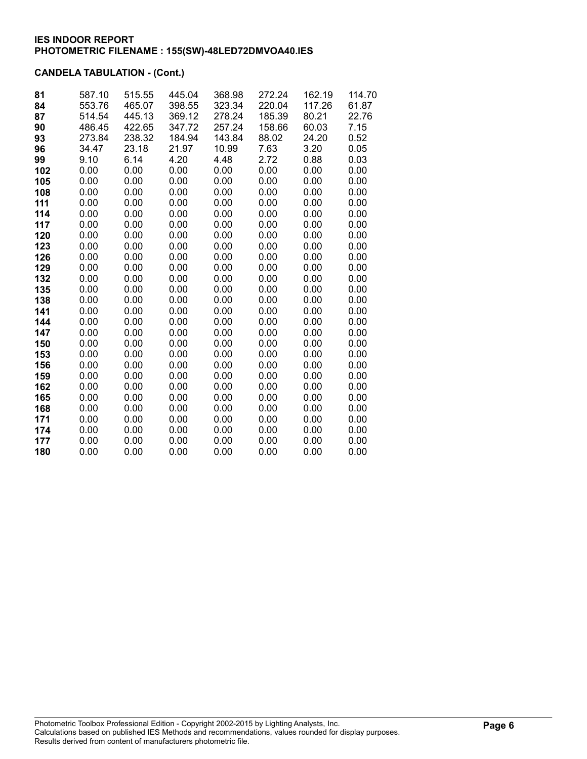**IES INDOOR REPORT**
**PHOTOMETRIC FILENAME : 155(SW)-48LED72DMVOA40.IES**

**CANDELA TABULATION - (Cont.)**

| | | | | | | | |
|---|---|---|---|---|---|---|---|
| **81** | 587.10 | 515.55 | 445.04 | 368.98 | 272.24 | 162.19 | 114.70 |
| **84** | 553.76 | 465.07 | 398.55 | 323.34 | 220.04 | 117.26 | 61.87 |
| **87** | 514.54 | 445.13 | 369.12 | 278.24 | 185.39 | 80.21 | 22.76 |
| **90** | 486.45 | 422.65 | 347.72 | 257.24 | 158.66 | 60.03 | 7.15 |
| **93** | 273.84 | 238.32 | 184.94 | 143.84 | 88.02 | 24.20 | 0.52 |
| **96** | 34.47 | 23.18 | 21.97 | 10.99 | 7.63 | 3.20 | 0.05 |
| **99** | 9.10 | 6.14 | 4.20 | 4.48 | 2.72 | 0.88 | 0.03 |
| **102** | 0.00 | 0.00 | 0.00 | 0.00 | 0.00 | 0.00 | 0.00 |
| **105** | 0.00 | 0.00 | 0.00 | 0.00 | 0.00 | 0.00 | 0.00 |
| **108** | 0.00 | 0.00 | 0.00 | 0.00 | 0.00 | 0.00 | 0.00 |
| **111** | 0.00 | 0.00 | 0.00 | 0.00 | 0.00 | 0.00 | 0.00 |
| **114** | 0.00 | 0.00 | 0.00 | 0.00 | 0.00 | 0.00 | 0.00 |
| **117** | 0.00 | 0.00 | 0.00 | 0.00 | 0.00 | 0.00 | 0.00 |
| **120** | 0.00 | 0.00 | 0.00 | 0.00 | 0.00 | 0.00 | 0.00 |
| **123** | 0.00 | 0.00 | 0.00 | 0.00 | 0.00 | 0.00 | 0.00 |
| **126** | 0.00 | 0.00 | 0.00 | 0.00 | 0.00 | 0.00 | 0.00 |
| **129** | 0.00 | 0.00 | 0.00 | 0.00 | 0.00 | 0.00 | 0.00 |
| **132** | 0.00 | 0.00 | 0.00 | 0.00 | 0.00 | 0.00 | 0.00 |
| **135** | 0.00 | 0.00 | 0.00 | 0.00 | 0.00 | 0.00 | 0.00 |
| **138** | 0.00 | 0.00 | 0.00 | 0.00 | 0.00 | 0.00 | 0.00 |
| **141** | 0.00 | 0.00 | 0.00 | 0.00 | 0.00 | 0.00 | 0.00 |
| **144** | 0.00 | 0.00 | 0.00 | 0.00 | 0.00 | 0.00 | 0.00 |
| **147** | 0.00 | 0.00 | 0.00 | 0.00 | 0.00 | 0.00 | 0.00 |
| **150** | 0.00 | 0.00 | 0.00 | 0.00 | 0.00 | 0.00 | 0.00 |
| **153** | 0.00 | 0.00 | 0.00 | 0.00 | 0.00 | 0.00 | 0.00 |
| **156** | 0.00 | 0.00 | 0.00 | 0.00 | 0.00 | 0.00 | 0.00 |
| **159** | 0.00 | 0.00 | 0.00 | 0.00 | 0.00 | 0.00 | 0.00 |
| **162** | 0.00 | 0.00 | 0.00 | 0.00 | 0.00 | 0.00 | 0.00 |
| **165** | 0.00 | 0.00 | 0.00 | 0.00 | 0.00 | 0.00 | 0.00 |
| **168** | 0.00 | 0.00 | 0.00 | 0.00 | 0.00 | 0.00 | 0.00 |
| **171** | 0.00 | 0.00 | 0.00 | 0.00 | 0.00 | 0.00 | 0.00 |
| **174** | 0.00 | 0.00 | 0.00 | 0.00 | 0.00 | 0.00 | 0.00 |
| **177** | 0.00 | 0.00 | 0.00 | 0.00 | 0.00 | 0.00 | 0.00 |
| **180** | 0.00 | 0.00 | 0.00 | 0.00 | 0.00 | 0.00 | 0.00 |

Photometric Toolbox Professional Edition - Copyright 2002-2015 by Lighting Analysts, Inc.
Calculations based on published IES Methods and recommendations, values rounded for display purposes.
Results derived from content of manufacturers photometric file.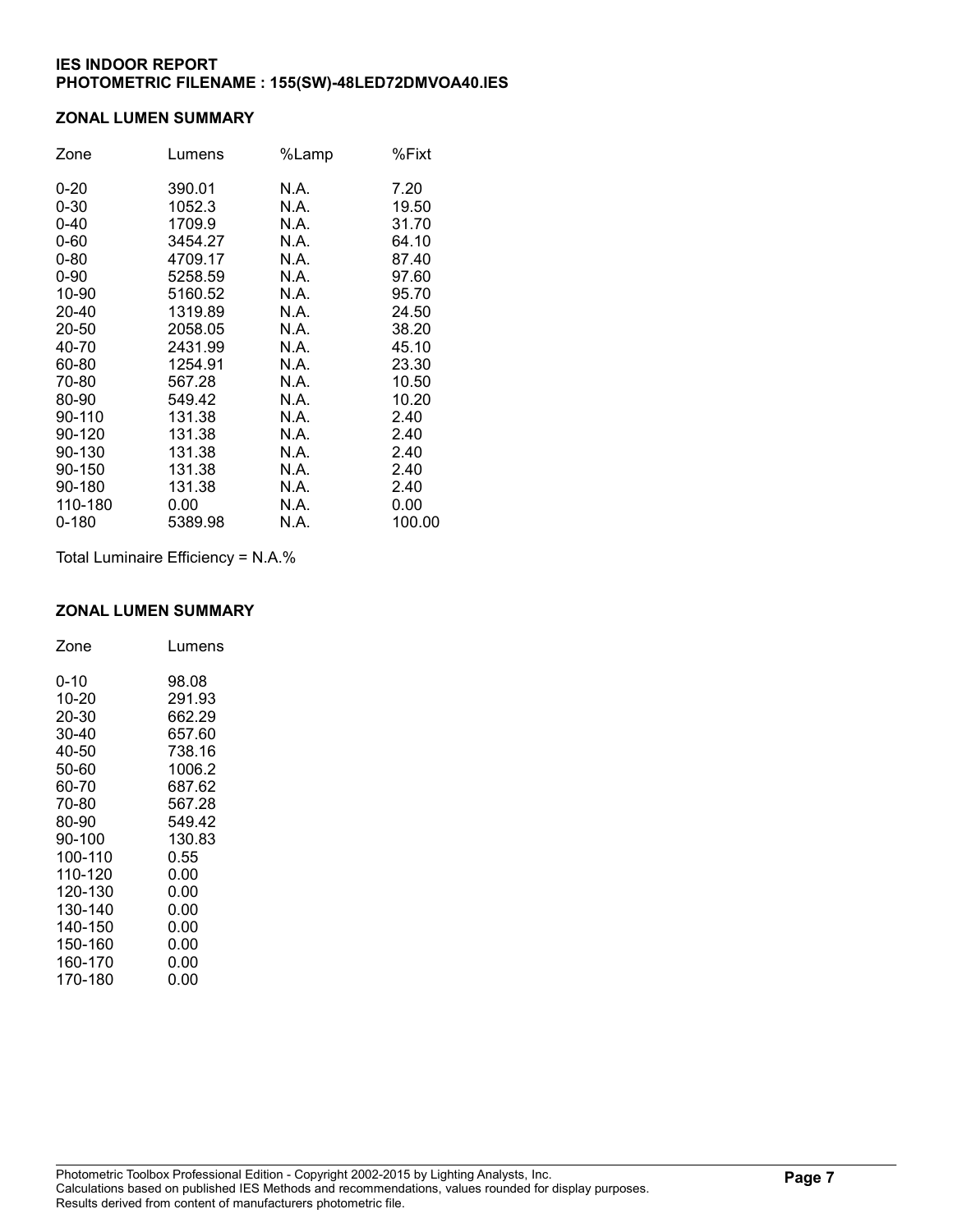**IES INDOOR REPORT**
**PHOTOMETRIC FILENAME : 155(SW)-48LED72DMVOA40.IES**

## ZONAL LUMEN SUMMARY

| Zone | Lumens | %Lamp | %Fixt |
|---|---|---|---|
| 0-20 | 390.01 | N.A. | 7.20 |
| 0-30 | 1052.3 | N.A. | 19.50 |
| 0-40 | 1709.9 | N.A. | 31.70 |
| 0-60 | 3454.27 | N.A. | 64.10 |
| 0-80 | 4709.17 | N.A. | 87.40 |
| 0-90 | 5258.59 | N.A. | 97.60 |
| 10-90 | 5160.52 | N.A. | 95.70 |
| 20-40 | 1319.89 | N.A. | 24.50 |
| 20-50 | 2058.05 | N.A. | 38.20 |
| 40-70 | 2431.99 | N.A. | 45.10 |
| 60-80 | 1254.91 | N.A. | 23.30 |
| 70-80 | 567.28 | N.A. | 10.50 |
| 80-90 | 549.42 | N.A. | 10.20 |
| 90-110 | 131.38 | N.A. | 2.40 |
| 90-120 | 131.38 | N.A. | 2.40 |
| 90-130 | 131.38 | N.A. | 2.40 |
| 90-150 | 131.38 | N.A. | 2.40 |
| 90-180 | 131.38 | N.A. | 2.40 |
| 110-180 | 0.00 | N.A. | 0.00 |
| 0-180 | 5389.98 | N.A. | 100.00 |

Total Luminaire Efficiency = N.A.%

## ZONAL LUMEN SUMMARY

| Zone | Lumens |
|---|---|
| 0-10 | 98.08 |
| 10-20 | 291.93 |
| 20-30 | 662.29 |
| 30-40 | 657.60 |
| 40-50 | 738.16 |
| 50-60 | 1006.2 |
| 60-70 | 687.62 |
| 70-80 | 567.28 |
| 80-90 | 549.42 |
| 90-100 | 130.83 |
| 100-110 | 0.55 |
| 110-120 | 0.00 |
| 120-130 | 0.00 |
| 130-140 | 0.00 |
| 140-150 | 0.00 |
| 150-160 | 0.00 |
| 160-170 | 0.00 |
| 170-180 | 0.00 |

Photometric Toolbox Professional Edition - Copyright 2002-2015 by Lighting Analysts, Inc.
Calculations based on published IES Methods and recommendations, values rounded for display purposes.
Results derived from content of manufacturers photometric file.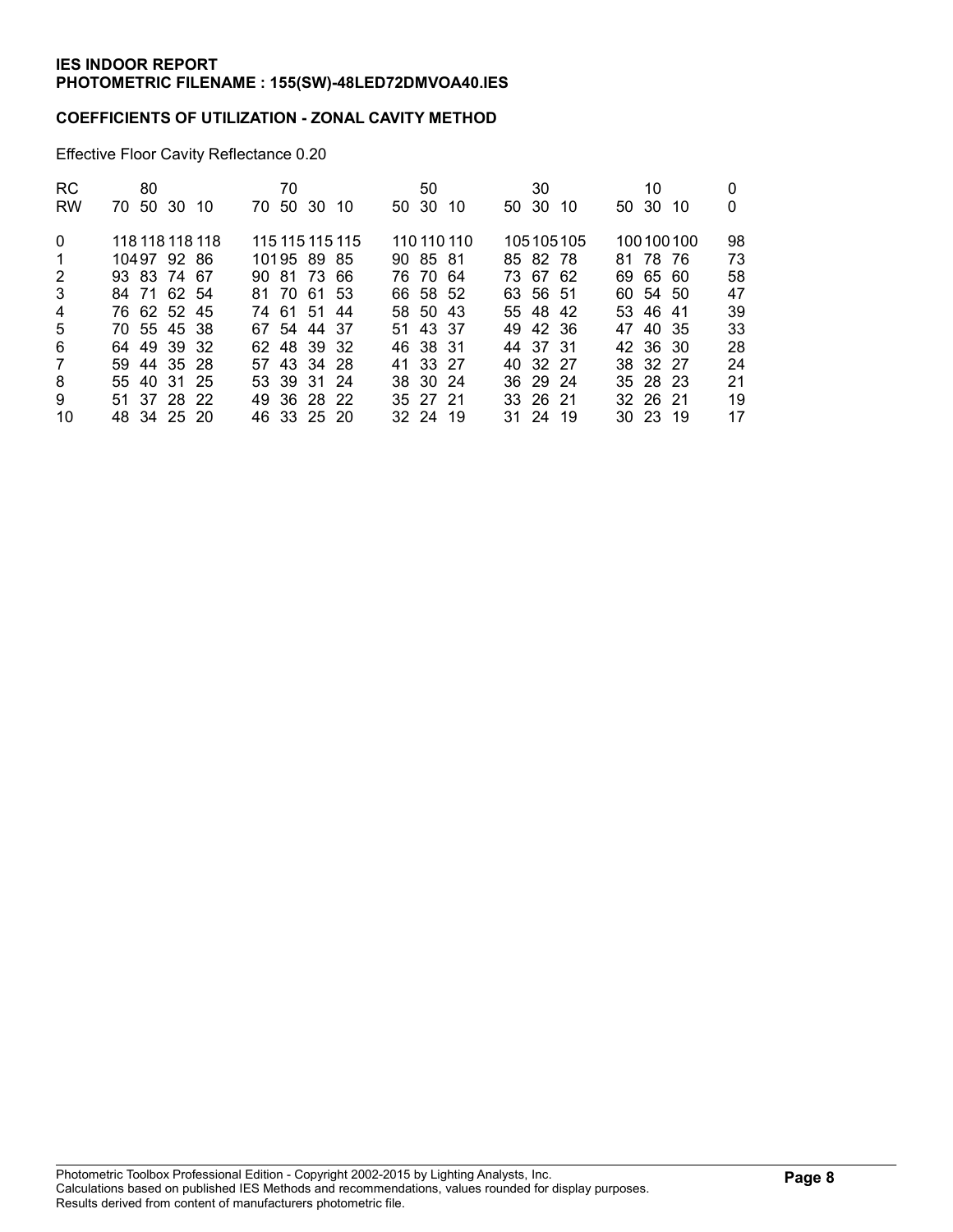**IES INDOOR REPORT**
**PHOTOMETRIC FILENAME : 155(SW)-48LED72DMVOA40.IES**

**COEFFICIENTS OF UTILIZATION - ZONAL CAVITY METHOD**

Effective Floor Cavity Reflectance 0.20

| RC | 80 | | | | 70 | | | | 50 | | | 30 | | | 10 | | | 0 |
|---|---|---|---|---|---|---|---|---|---|---|---|---|---|---|---|---|---|---|
| RW | 70 | 50 | 30 | 10 | 70 | 50 | 30 | 10 | 50 | 30 | 10 | 50 | 30 | 10 | 50 | 30 | 10 | 0 |
| 0 | 118 | 118 | 118 | 118 | 115 | 115 | 115 | 115 | 110 | 110 | 110 | 105 | 105 | 105 | 100 | 100 | 100 | 98 |
| 1 | 104 | 97 | 92 | 86 | 101 | 95 | 89 | 85 | 90 | 85 | 81 | 85 | 82 | 78 | 81 | 78 | 76 | 73 |
| 2 | 93 | 83 | 74 | 67 | 90 | 81 | 73 | 66 | 76 | 70 | 64 | 73 | 67 | 62 | 69 | 65 | 60 | 58 |
| 3 | 84 | 71 | 62 | 54 | 81 | 70 | 61 | 53 | 66 | 58 | 52 | 63 | 56 | 51 | 60 | 54 | 50 | 47 |
| 4 | 76 | 62 | 52 | 45 | 74 | 61 | 51 | 44 | 58 | 50 | 43 | 55 | 48 | 42 | 53 | 46 | 41 | 39 |
| 5 | 70 | 55 | 45 | 38 | 67 | 54 | 44 | 37 | 51 | 43 | 37 | 49 | 42 | 36 | 47 | 40 | 35 | 33 |
| 6 | 64 | 49 | 39 | 32 | 62 | 48 | 39 | 32 | 46 | 38 | 31 | 44 | 37 | 31 | 42 | 36 | 30 | 28 |
| 7 | 59 | 44 | 35 | 28 | 57 | 43 | 34 | 28 | 41 | 33 | 27 | 40 | 32 | 27 | 38 | 32 | 27 | 24 |
| 8 | 55 | 40 | 31 | 25 | 53 | 39 | 31 | 24 | 38 | 30 | 24 | 36 | 29 | 24 | 35 | 28 | 23 | 21 |
| 9 | 51 | 37 | 28 | 22 | 49 | 36 | 28 | 22 | 35 | 27 | 21 | 33 | 26 | 21 | 32 | 26 | 21 | 19 |
| 10 | 48 | 34 | 25 | 20 | 46 | 33 | 25 | 20 | 32 | 24 | 19 | 31 | 24 | 19 | 30 | 23 | 19 | 17 |

Photometric Toolbox Professional Edition - Copyright 2002-2015 by Lighting Analysts, Inc.
Calculations based on published IES Methods and recommendations, values rounded for display purposes.
Results derived from content of manufacturers photometric file.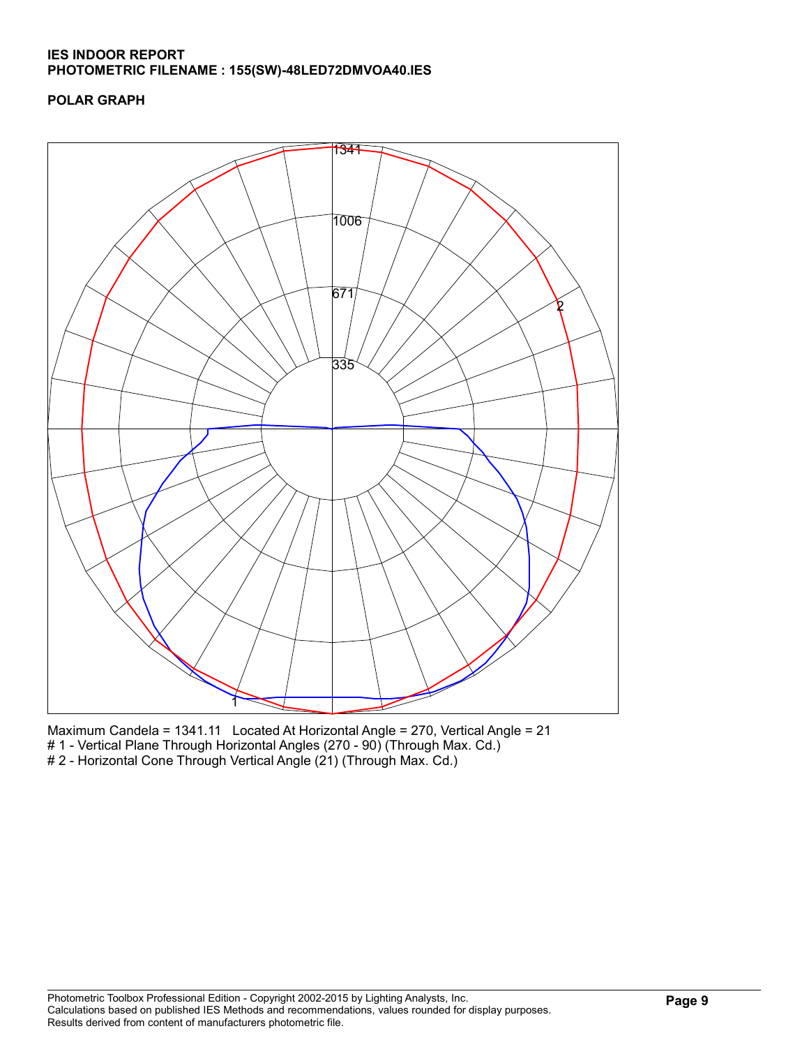**IES INDOOR REPORT**
**PHOTOMETRIC FILENAME : 155(SW)-48LED72DMVOA40.IES**

**POLAR GRAPH**

1341

1006

671

335

2

1

Maximum Candela = 1341.11 Located At Horizontal Angle = 270, Vertical Angle = 21

# 1 - Vertical Plane Through Horizontal Angles (270 - 90) (Through Max. Cd.)

# 2 - Horizontal Cone Through Vertical Angle (21) (Through Max. Cd.)

Photometric Toolbox Professional Edition - Copyright 2002-2015 by Lighting Analysts, Inc.
Calculations based on published IES Methods and recommendations, values rounded for display purposes.
Results derived from content of manufacturers photometric file.